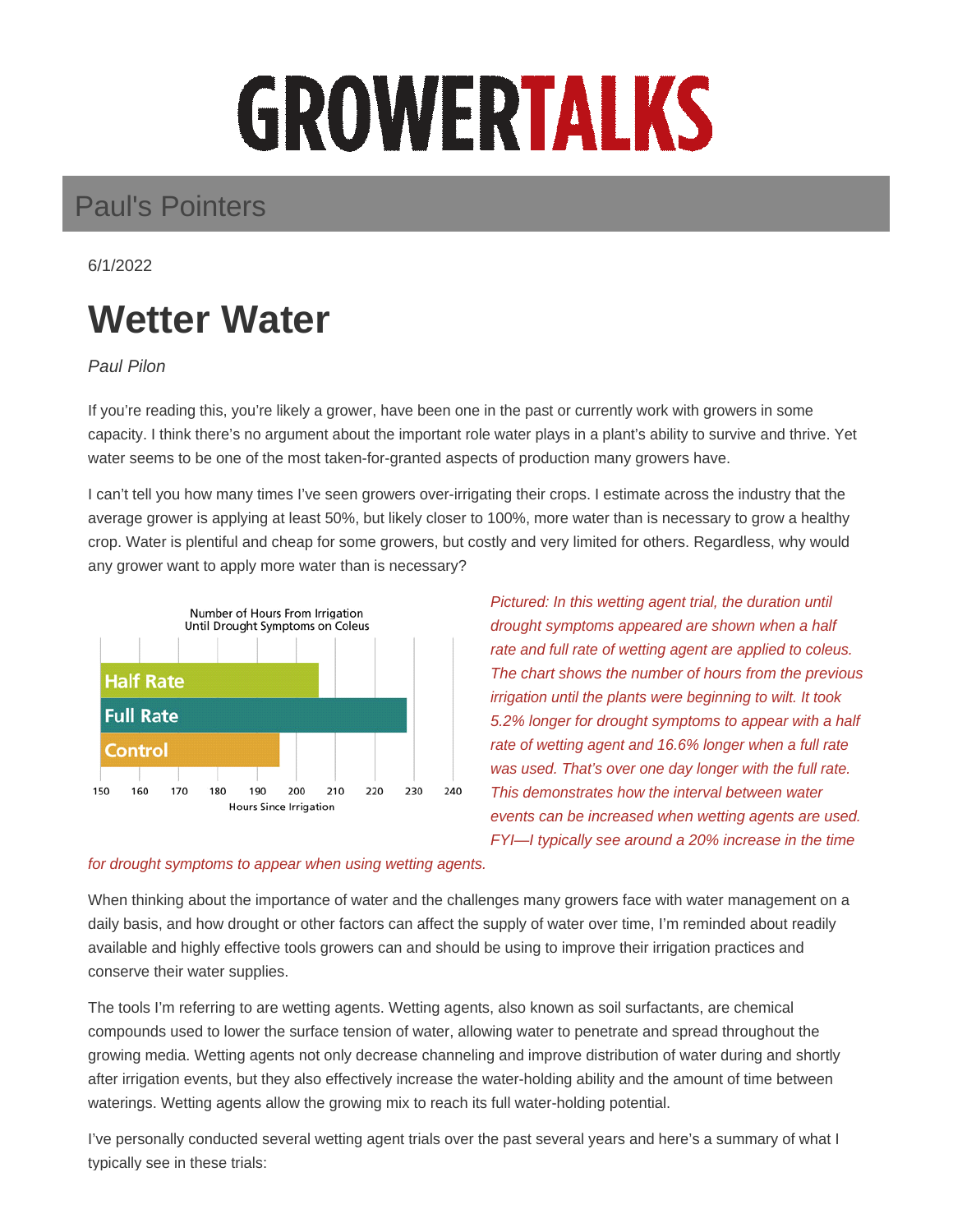GROWERTALKS

Paul's Pointers

6/1/2022

# Wetter Water

*Paul Pilon*

If you're reading this, you're likely a grower, have been one in the past or currently work with growers in some capacity. I think there's no argument about the important role water plays in a plant's ability to survive and thrive. Yet water seems to be one of the most taken-for-granted aspects of production many growers have.

I can't tell you how many times I've seen growers over-irrigating their crops. I estimate across the industry that the average grower is applying at least 50%, but likely closer to 100%, more water than is necessary to grow a healthy crop. Water is plentiful and cheap for some growers, but costly and very limited for others. Regardless, why would any grower want to apply more water than is necessary?

Number of Hours From Irrigation Until Drought Symptoms on Coleus

| Treatment | Hours Since Irrigation (approx.) |
|---|---|
| Half Rate | ~206 |
| Full Rate | ~229 |
| Control | ~196 |

*Pictured: In this wetting agent trial, the duration until drought symptoms appeared are shown when a half rate and full rate of wetting agent are applied to coleus. The chart shows the number of hours from the previous irrigation until the plants were beginning to wilt. It took 5.2% longer for drought symptoms to appear with a half rate of wetting agent and 16.6% longer when a full rate was used. That's over one day longer with the full rate. This demonstrates how the interval between water events can be increased when wetting agents are used. FYI—I typically see around a 20% increase in the time for drought symptoms to appear when using wetting agents.*

When thinking about the importance of water and the challenges many growers face with water management on a daily basis, and how drought or other factors can affect the supply of water over time, I'm reminded about readily available and highly effective tools growers can and should be using to improve their irrigation practices and conserve their water supplies.

The tools I'm referring to are wetting agents. Wetting agents, also known as soil surfactants, are chemical compounds used to lower the surface tension of water, allowing water to penetrate and spread throughout the growing media. Wetting agents not only decrease channeling and improve distribution of water during and shortly after irrigation events, but they also effectively increase the water-holding ability and the amount of time between waterings. Wetting agents allow the growing mix to reach its full water-holding potential.

I've personally conducted several wetting agent trials over the past several years and here's a summary of what I typically see in these trials: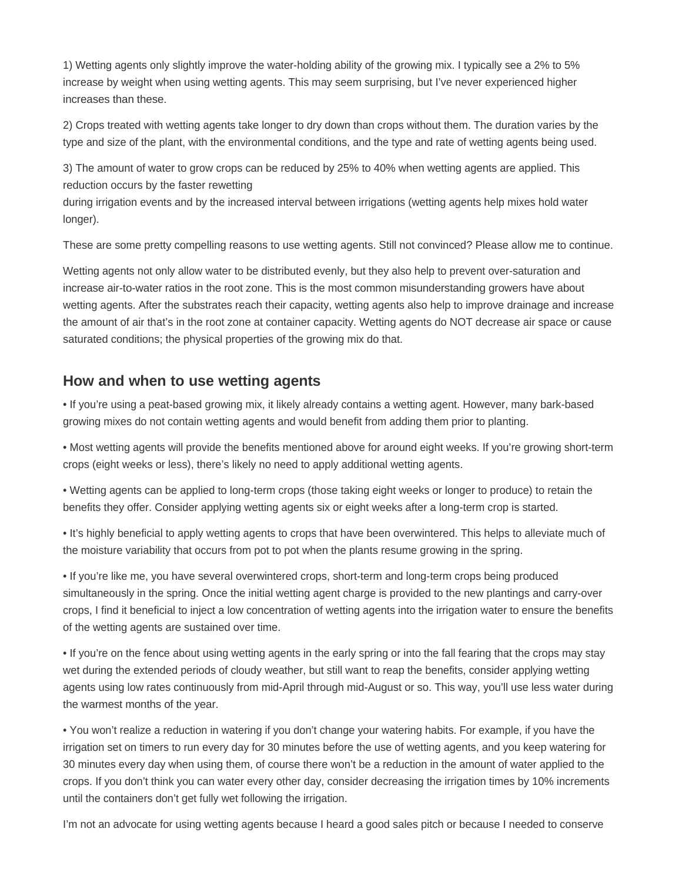1) Wetting agents only slightly improve the water-holding ability of the growing mix. I typically see a 2% to 5% increase by weight when using wetting agents. This may seem surprising, but I've never experienced higher increases than these.

2) Crops treated with wetting agents take longer to dry down than crops without them. The duration varies by the type and size of the plant, with the environmental conditions, and the type and rate of wetting agents being used.

3) The amount of water to grow crops can be reduced by 25% to 40% when wetting agents are applied. This reduction occurs by the faster rewetting during irrigation events and by the increased interval between irrigations (wetting agents help mixes hold water longer).

These are some pretty compelling reasons to use wetting agents. Still not convinced? Please allow me to continue.

Wetting agents not only allow water to be distributed evenly, but they also help to prevent over-saturation and increase air-to-water ratios in the root zone. This is the most common misunderstanding growers have about wetting agents. After the substrates reach their capacity, wetting agents also help to improve drainage and increase the amount of air that's in the root zone at container capacity. Wetting agents do NOT decrease air space or cause saturated conditions; the physical properties of the growing mix do that.

## How and when to use wetting agents

- If you're using a peat-based growing mix, it likely already contains a wetting agent. However, many bark-based growing mixes do not contain wetting agents and would benefit from adding them prior to planting.
- Most wetting agents will provide the benefits mentioned above for around eight weeks. If you're growing short-term crops (eight weeks or less), there's likely no need to apply additional wetting agents.
- Wetting agents can be applied to long-term crops (those taking eight weeks or longer to produce) to retain the benefits they offer. Consider applying wetting agents six or eight weeks after a long-term crop is started.
- It's highly beneficial to apply wetting agents to crops that have been overwintered. This helps to alleviate much of the moisture variability that occurs from pot to pot when the plants resume growing in the spring.
- If you're like me, you have several overwintered crops, short-term and long-term crops being produced simultaneously in the spring. Once the initial wetting agent charge is provided to the new plantings and carry-over crops, I find it beneficial to inject a low concentration of wetting agents into the irrigation water to ensure the benefits of the wetting agents are sustained over time.
- If you're on the fence about using wetting agents in the early spring or into the fall fearing that the crops may stay wet during the extended periods of cloudy weather, but still want to reap the benefits, consider applying wetting agents using low rates continuously from mid-April through mid-August or so. This way, you'll use less water during the warmest months of the year.
- You won't realize a reduction in watering if you don't change your watering habits. For example, if you have the irrigation set on timers to run every day for 30 minutes before the use of wetting agents, and you keep watering for 30 minutes every day when using them, of course there won't be a reduction in the amount of water applied to the crops. If you don't think you can water every other day, consider decreasing the irrigation times by 10% increments until the containers don't get fully wet following the irrigation.

I'm not an advocate for using wetting agents because I heard a good sales pitch or because I needed to conserve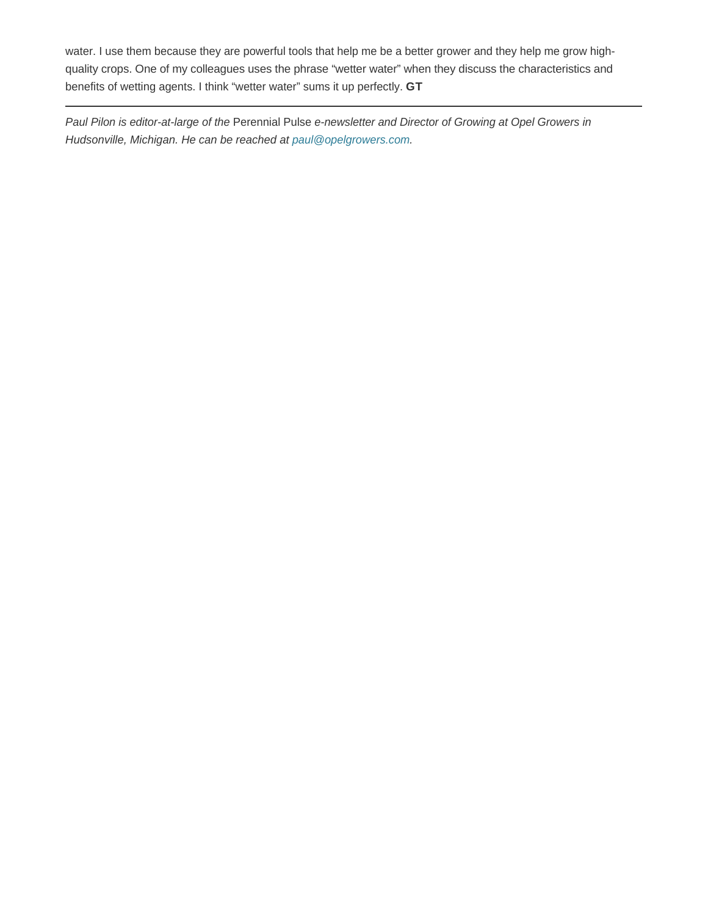water. I use them because they are powerful tools that help me be a better grower and they help me grow high-quality crops. One of my colleagues uses the phrase "wetter water" when they discuss the characteristics and benefits of wetting agents. I think "wetter water" sums it up perfectly. **GT**

---

*Paul Pilon is editor-at-large of the* Perennial Pulse *e-newsletter and Director of Growing at Opel Growers in Hudsonville, Michigan. He can be reached at paul@opelgrowers.com.*